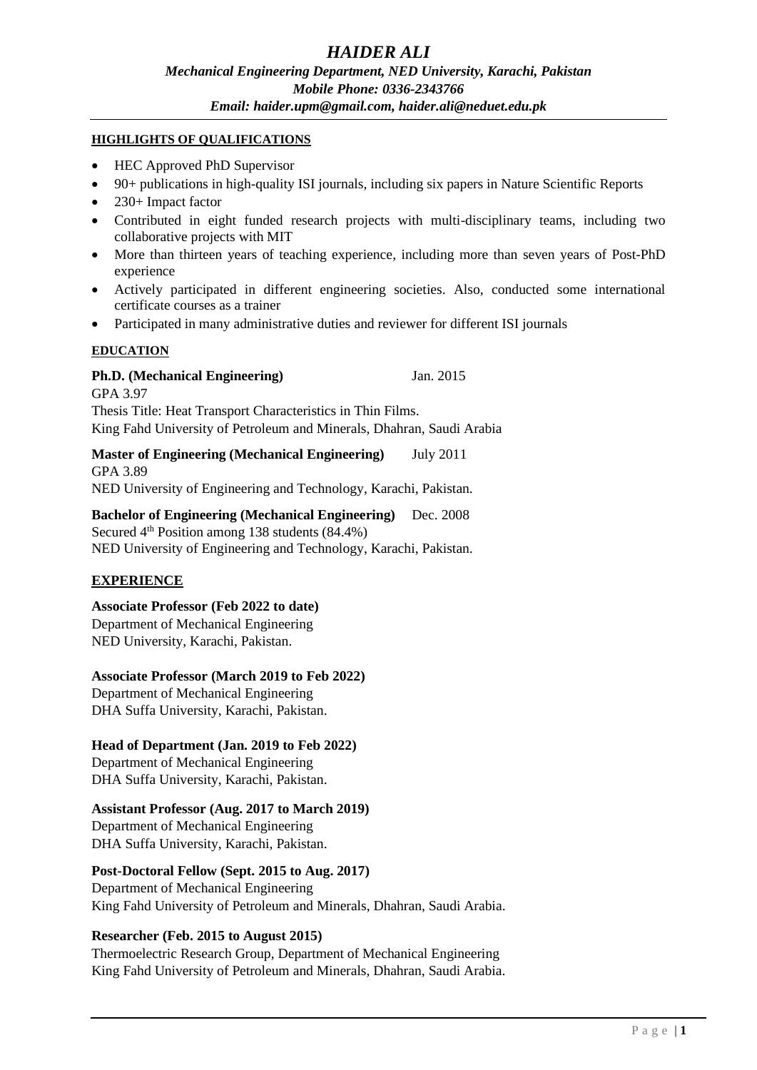# *HAIDER ALI*

***Mechanical Engineering Department, NED University, Karachi, Pakistan***
***Mobile Phone: 0336-2343766***
***Email: haider.upm@gmail.com, haider.ali@neduet.edu.pk***

## HIGHLIGHTS OF QUALIFICATIONS

- HEC Approved PhD Supervisor
- 90+ publications in high-quality ISI journals, including six papers in Nature Scientific Reports
- 230+ Impact factor
- Contributed in eight funded research projects with multi-disciplinary teams, including two collaborative projects with MIT
- More than thirteen years of teaching experience, including more than seven years of Post-PhD experience
- Actively participated in different engineering societies. Also, conducted some international certificate courses as a trainer
- Participated in many administrative duties and reviewer for different ISI journals

## EDUCATION

**Ph.D. (Mechanical Engineering)** Jan. 2015
GPA 3.97
Thesis Title: Heat Transport Characteristics in Thin Films.
King Fahd University of Petroleum and Minerals, Dhahran, Saudi Arabia

**Master of Engineering (Mechanical Engineering)** July 2011
GPA 3.89
NED University of Engineering and Technology, Karachi, Pakistan.

**Bachelor of Engineering (Mechanical Engineering)** Dec. 2008
Secured 4th Position among 138 students (84.4%)
NED University of Engineering and Technology, Karachi, Pakistan.

## EXPERIENCE

**Associate Professor (Feb 2022 to date)**
Department of Mechanical Engineering
NED University, Karachi, Pakistan.

**Associate Professor (March 2019 to Feb 2022)**
Department of Mechanical Engineering
DHA Suffa University, Karachi, Pakistan.

**Head of Department (Jan. 2019 to Feb 2022)**
Department of Mechanical Engineering
DHA Suffa University, Karachi, Pakistan.

**Assistant Professor (Aug. 2017 to March 2019)**
Department of Mechanical Engineering
DHA Suffa University, Karachi, Pakistan.

**Post-Doctoral Fellow (Sept. 2015 to Aug. 2017)**
Department of Mechanical Engineering
King Fahd University of Petroleum and Minerals, Dhahran, Saudi Arabia.

**Researcher (Feb. 2015 to August 2015)**
Thermoelectric Research Group, Department of Mechanical Engineering
King Fahd University of Petroleum and Minerals, Dhahran, Saudi Arabia.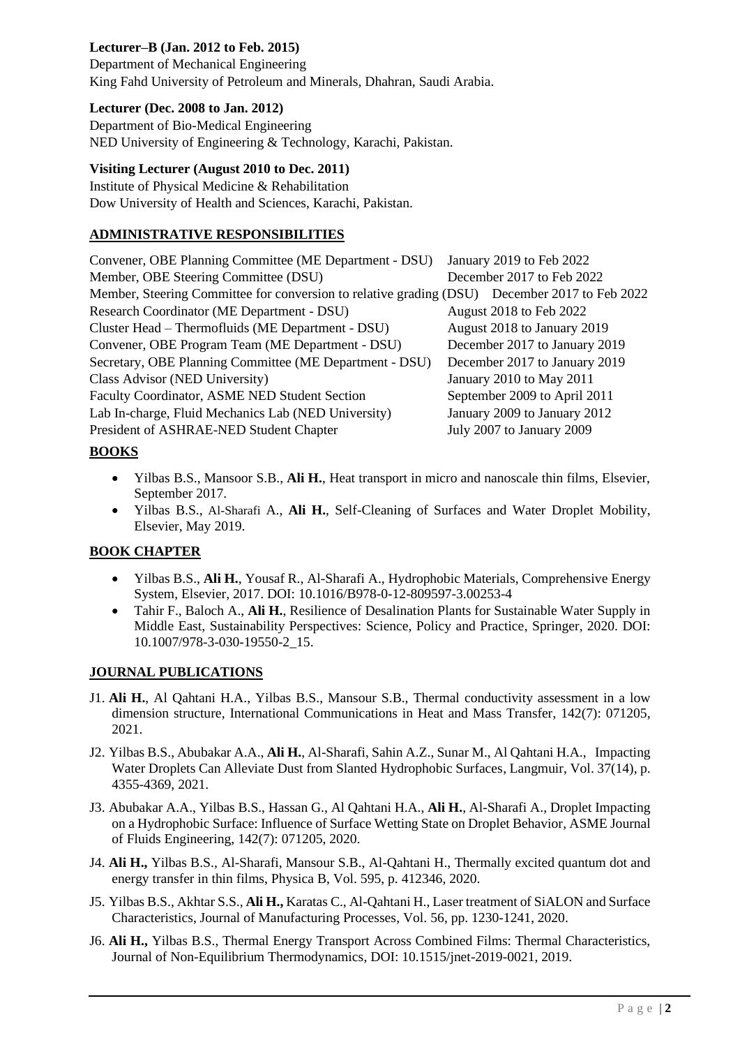**Lecturer–B (Jan. 2012 to Feb. 2015)**
Department of Mechanical Engineering
King Fahd University of Petroleum and Minerals, Dhahran, Saudi Arabia.

**Lecturer (Dec. 2008 to Jan. 2012)**
Department of Bio-Medical Engineering
NED University of Engineering & Technology, Karachi, Pakistan.

**Visiting Lecturer (August 2010 to Dec. 2011)**
Institute of Physical Medicine & Rehabilitation
Dow University of Health and Sciences, Karachi, Pakistan.

## ADMINISTRATIVE RESPONSIBILITIES

| | |
|---|---|
| Convener, OBE Planning Committee (ME Department - DSU) | January 2019 to Feb 2022 |
| Member, OBE Steering Committee (DSU) | December 2017 to Feb 2022 |
| Member, Steering Committee for conversion to relative grading (DSU) | December 2017 to Feb 2022 |
| Research Coordinator (ME Department - DSU) | August 2018 to Feb 2022 |
| Cluster Head – Thermofluids (ME Department - DSU) | August 2018 to January 2019 |
| Convener, OBE Program Team (ME Department - DSU) | December 2017 to January 2019 |
| Secretary, OBE Planning Committee (ME Department - DSU) | December 2017 to January 2019 |
| Class Advisor (NED University) | January 2010 to May 2011 |
| Faculty Coordinator, ASME NED Student Section | September 2009 to April 2011 |
| Lab In-charge, Fluid Mechanics Lab (NED University) | January 2009 to January 2012 |
| President of ASHRAE-NED Student Chapter | July 2007 to January 2009 |

## BOOKS

- Yilbas B.S., Mansoor S.B., **Ali H.**, Heat transport in micro and nanoscale thin films, Elsevier, September 2017.
- Yilbas B.S., Al-Sharafi A., **Ali H.**, Self-Cleaning of Surfaces and Water Droplet Mobility, Elsevier, May 2019.

## BOOK CHAPTER

- Yilbas B.S., **Ali H.**, Yousaf R., Al-Sharafi A., Hydrophobic Materials, Comprehensive Energy System, Elsevier, 2017. DOI: 10.1016/B978-0-12-809597-3.00253-4
- Tahir F., Baloch A., **Ali H.**, Resilience of Desalination Plants for Sustainable Water Supply in Middle East, Sustainability Perspectives: Science, Policy and Practice, Springer, 2020. DOI: 10.1007/978-3-030-19550-2_15.

## JOURNAL PUBLICATIONS

J1. **Ali H.**, Al Qahtani H.A., Yilbas B.S., Mansour S.B., Thermal conductivity assessment in a low dimension structure, International Communications in Heat and Mass Transfer, 142(7): 071205, 2021.

J2. Yilbas B.S., Abubakar A.A., **Ali H.**, Al-Sharafi, Sahin A.Z., Sunar M., Al Qahtani H.A., Impacting Water Droplets Can Alleviate Dust from Slanted Hydrophobic Surfaces, Langmuir, Vol. 37(14), p. 4355-4369, 2021.

J3. Abubakar A.A., Yilbas B.S., Hassan G., Al Qahtani H.A., **Ali H.**, Al-Sharafi A., Droplet Impacting on a Hydrophobic Surface: Influence of Surface Wetting State on Droplet Behavior, ASME Journal of Fluids Engineering, 142(7): 071205, 2020.

J4. **Ali H.,** Yilbas B.S., Al-Sharafi, Mansour S.B., Al-Qahtani H., Thermally excited quantum dot and energy transfer in thin films, Physica B, Vol. 595, p. 412346, 2020.

J5. Yilbas B.S., Akhtar S.S., **Ali H.,** Karatas C., Al-Qahtani H., Laser treatment of SiALON and Surface Characteristics, Journal of Manufacturing Processes, Vol. 56, pp. 1230-1241, 2020.

J6. **Ali H.,** Yilbas B.S., Thermal Energy Transport Across Combined Films: Thermal Characteristics, Journal of Non-Equilibrium Thermodynamics, DOI: 10.1515/jnet-2019-0021, 2019.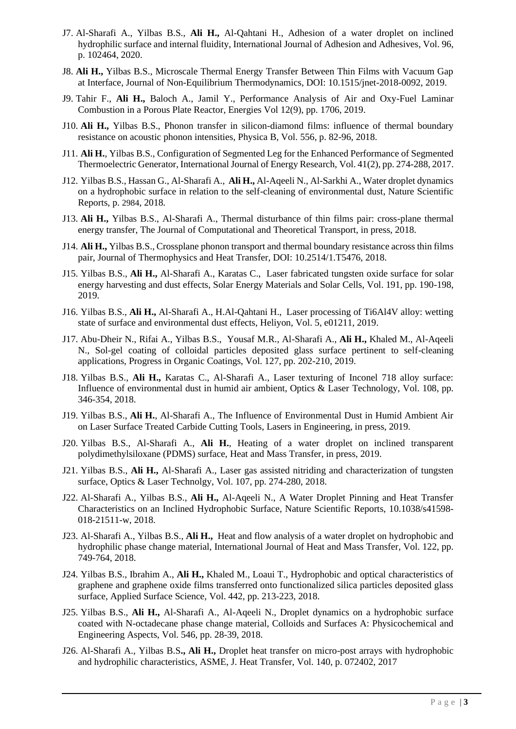J7. Al-Sharafi A., Yilbas B.S., **Ali H.,** Al-Qahtani H., Adhesion of a water droplet on inclined hydrophilic surface and internal fluidity, International Journal of Adhesion and Adhesives, Vol. 96, p. 102464, 2020.

J8. **Ali H.,** Yilbas B.S., Microscale Thermal Energy Transfer Between Thin Films with Vacuum Gap at Interface, Journal of Non-Equilibrium Thermodynamics, DOI: 10.1515/jnet-2018-0092, 2019.

J9. Tahir F., **Ali H.,** Baloch A., Jamil Y., Performance Analysis of Air and Oxy-Fuel Laminar Combustion in a Porous Plate Reactor, Energies Vol 12(9), pp. 1706, 2019.

J10. **Ali H.,** Yilbas B.S., Phonon transfer in silicon-diamond films: influence of thermal boundary resistance on acoustic phonon intensities, Physica B, Vol. 556, p. 82-96, 2018.

J11. **Ali H.**, Yilbas B.S., Configuration of Segmented Leg for the Enhanced Performance of Segmented Thermoelectric Generator, International Journal of Energy Research, Vol. 41(2), pp. 274-288, 2017.

J12. Yilbas B.S., Hassan G., Al-Sharafi A., **Ali H.,** Al-Aqeeli N., Al-Sarkhi A., Water droplet dynamics on a hydrophobic surface in relation to the self-cleaning of environmental dust, Nature Scientific Reports, p. 2984, 2018.

J13. **Ali H.,** Yilbas B.S., Al-Sharafi A., Thermal disturbance of thin films pair: cross-plane thermal energy transfer, The Journal of Computational and Theoretical Transport, in press, 2018.

J14. **Ali H.,** Yilbas B.S., Crossplane phonon transport and thermal boundary resistance across thin films pair, Journal of Thermophysics and Heat Transfer, DOI: 10.2514/1.T5476, 2018.

J15. Yilbas B.S., **Ali H.,** Al-Sharafi A., Karatas C., Laser fabricated tungsten oxide surface for solar energy harvesting and dust effects, Solar Energy Materials and Solar Cells, Vol. 191, pp. 190-198, 2019.

J16. Yilbas B.S., **Ali H.,** Al-Sharafi A., H.Al-Qahtani H., Laser processing of Ti6Al4V alloy: wetting state of surface and environmental dust effects, Heliyon, Vol. 5, e01211, 2019.

J17. Abu-Dheir N., Rifai A., Yilbas B.S., Yousaf M.R., Al-Sharafi A., **Ali H.,** Khaled M., Al-Aqeeli N., Sol-gel coating of colloidal particles deposited glass surface pertinent to self-cleaning applications, Progress in Organic Coatings, Vol. 127, pp. 202-210, 2019.

J18. Yilbas B.S., **Ali H.,** Karatas C., Al-Sharafi A., Laser texturing of Inconel 718 alloy surface: Influence of environmental dust in humid air ambient, Optics & Laser Technology, Vol. 108, pp. 346-354, 2018.

J19. Yilbas B.S., **Ali H.**, Al-Sharafi A., The Influence of Environmental Dust in Humid Ambient Air on Laser Surface Treated Carbide Cutting Tools, Lasers in Engineering, in press, 2019.

J20. Yilbas B.S., Al-Sharafi A., **Ali H.**, Heating of a water droplet on inclined transparent polydimethylsiloxane (PDMS) surface, Heat and Mass Transfer, in press, 2019.

J21. Yilbas B.S., **Ali H.,** Al-Sharafi A., Laser gas assisted nitriding and characterization of tungsten surface, Optics & Laser Technolgy, Vol. 107, pp. 274-280, 2018.

J22. Al-Sharafi A., Yilbas B.S., **Ali H.,** Al-Aqeeli N., A Water Droplet Pinning and Heat Transfer Characteristics on an Inclined Hydrophobic Surface, Nature Scientific Reports, 10.1038/s41598-018-21511-w, 2018.

J23. Al-Sharafi A., Yilbas B.S., **Ali H.,** Heat and flow analysis of a water droplet on hydrophobic and hydrophilic phase change material, International Journal of Heat and Mass Transfer, Vol. 122, pp. 749-764, 2018.

J24. Yilbas B.S., Ibrahim A., **Ali H.,** Khaled M., Loaui T., Hydrophobic and optical characteristics of graphene and graphene oxide films transferred onto functionalized silica particles deposited glass surface, Applied Surface Science, Vol. 442, pp. 213-223, 2018.

J25. Yilbas B.S., **Ali H.,** Al-Sharafi A., Al-Aqeeli N., Droplet dynamics on a hydrophobic surface coated with N-octadecane phase change material, Colloids and Surfaces A: Physicochemical and Engineering Aspects, Vol. 546, pp. 28-39, 2018.

J26. Al-Sharafi A., Yilbas B.S**., Ali H.,** Droplet heat transfer on micro-post arrays with hydrophobic and hydrophilic characteristics, ASME, J. Heat Transfer, Vol. 140, p. 072402, 2017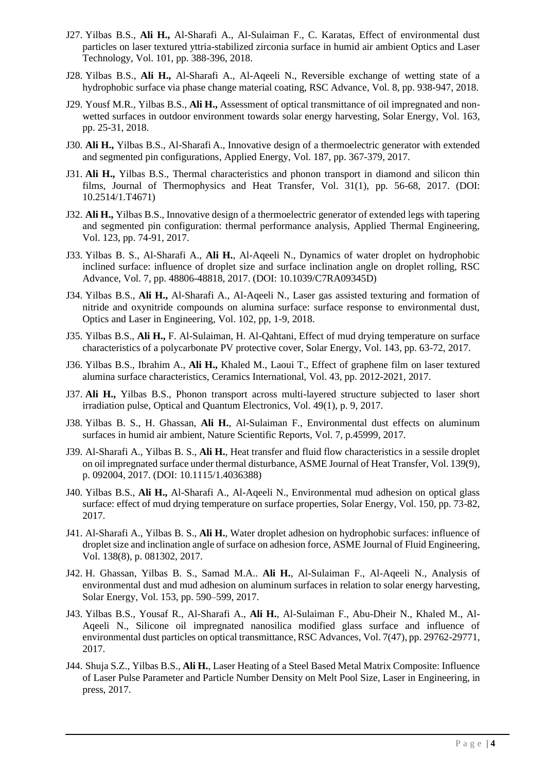J27. Yilbas B.S., **Ali H.,** Al-Sharafi A., Al-Sulaiman F., C. Karatas, Effect of environmental dust particles on laser textured yttria-stabilized zirconia surface in humid air ambient Optics and Laser Technology, Vol. 101, pp. 388-396, 2018.

J28. Yilbas B.S., **Ali H.,** Al-Sharafi A., Al-Aqeeli N., Reversible exchange of wetting state of a hydrophobic surface via phase change material coating, RSC Advance, Vol. 8, pp. 938-947, 2018.

J29. Yousf M.R., Yilbas B.S., **Ali H.,** Assessment of optical transmittance of oil impregnated and non-wetted surfaces in outdoor environment towards solar energy harvesting, Solar Energy, Vol. 163, pp. 25-31, 2018.

J30. **Ali H.,** Yilbas B.S., Al-Sharafi A., Innovative design of a thermoelectric generator with extended and segmented pin configurations, Applied Energy, Vol. 187, pp. 367-379, 2017.

J31. **Ali H.,** Yilbas B.S., Thermal characteristics and phonon transport in diamond and silicon thin films, Journal of Thermophysics and Heat Transfer, Vol. 31(1), pp. 56-68, 2017. (DOI: 10.2514/1.T4671)

J32. **Ali H.,** Yilbas B.S., Innovative design of a thermoelectric generator of extended legs with tapering and segmented pin configuration: thermal performance analysis, Applied Thermal Engineering, Vol. 123, pp. 74-91, 2017.

J33. Yilbas B. S., Al-Sharafi A., **Ali H.**, Al-Aqeeli N., Dynamics of water droplet on hydrophobic inclined surface: influence of droplet size and surface inclination angle on droplet rolling, RSC Advance, Vol. 7, pp. 48806-48818, 2017. (DOI: 10.1039/C7RA09345D)

J34. Yilbas B.S., **Ali H.,** Al-Sharafi A., Al-Aqeeli N., Laser gas assisted texturing and formation of nitride and oxynitride compounds on alumina surface: surface response to environmental dust, Optics and Laser in Engineering, Vol. 102, pp, 1-9, 2018.

J35. Yilbas B.S., **Ali H.,** F. Al-Sulaiman, H. Al-Qahtani, Effect of mud drying temperature on surface characteristics of a polycarbonate PV protective cover, Solar Energy, Vol. 143, pp. 63-72, 2017.

J36. Yilbas B.S., Ibrahim A., **Ali H.,** Khaled M., Laoui T., Effect of graphene film on laser textured alumina surface characteristics, Ceramics International, Vol. 43, pp. 2012-2021, 2017.

J37. **Ali H.,** Yilbas B.S., Phonon transport across multi-layered structure subjected to laser short irradiation pulse, Optical and Quantum Electronics, Vol. 49(1), p. 9, 2017.

J38. Yilbas B. S., H. Ghassan, **Ali H.**, Al-Sulaiman F., Environmental dust effects on aluminum surfaces in humid air ambient, Nature Scientific Reports, Vol. 7, p.45999, 2017.

J39. Al-Sharafi A., Yilbas B. S., **Ali H.**, Heat transfer and fluid flow characteristics in a sessile droplet on oil impregnated surface under thermal disturbance, ASME Journal of Heat Transfer, Vol. 139(9), p. 092004, 2017. (DOI: 10.1115/1.4036388)

J40. Yilbas B.S., **Ali H.,** Al-Sharafi A., Al-Aqeeli N., Environmental mud adhesion on optical glass surface: effect of mud drying temperature on surface properties, Solar Energy, Vol. 150, pp. 73-82, 2017.

J41. Al-Sharafi A., Yilbas B. S., **Ali H.**, Water droplet adhesion on hydrophobic surfaces: influence of droplet size and inclination angle of surface on adhesion force, ASME Journal of Fluid Engineering, Vol. 138(8), p. 081302, 2017.

J42. H. Ghassan, Yilbas B. S., Samad M.A.. **Ali H.**, Al-Sulaiman F., Al-Aqeeli N., Analysis of environmental dust and mud adhesion on aluminum surfaces in relation to solar energy harvesting, Solar Energy, Vol. 153, pp. 590–599, 2017.

J43. Yilbas B.S., Yousaf R., Al-Sharafi A., **Ali H.**, Al-Sulaiman F., Abu-Dheir N., Khaled M., Al-Aqeeli N., Silicone oil impregnated nanosilica modified glass surface and influence of environmental dust particles on optical transmittance, RSC Advances, Vol. 7(47), pp. 29762-29771, 2017.

J44. Shuja S.Z., Yilbas B.S., **Ali H.**, Laser Heating of a Steel Based Metal Matrix Composite: Influence of Laser Pulse Parameter and Particle Number Density on Melt Pool Size, Laser in Engineering, in press, 2017.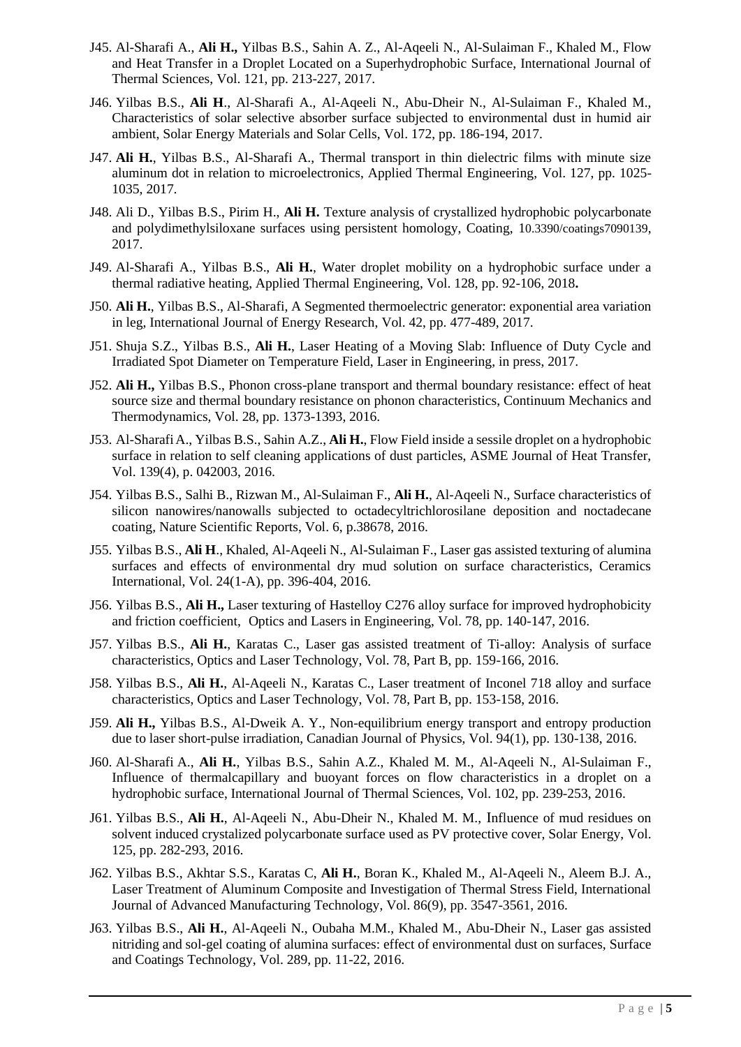J45. Al-Sharafi A., **Ali H.,** Yilbas B.S., Sahin A. Z., Al-Aqeeli N., Al-Sulaiman F., Khaled M., Flow and Heat Transfer in a Droplet Located on a Superhydrophobic Surface, International Journal of Thermal Sciences, Vol. 121, pp. 213-227, 2017.

J46. Yilbas B.S., **Ali H**., Al-Sharafi A., Al-Aqeeli N., Abu-Dheir N., Al-Sulaiman F., Khaled M., Characteristics of solar selective absorber surface subjected to environmental dust in humid air ambient, Solar Energy Materials and Solar Cells, Vol. 172, pp. 186-194, 2017.

J47. **Ali H.**, Yilbas B.S., Al-Sharafi A., Thermal transport in thin dielectric films with minute size aluminum dot in relation to microelectronics, Applied Thermal Engineering, Vol. 127, pp. 1025-1035, 2017.

J48. Ali D., Yilbas B.S., Pirim H., **Ali H.** Texture analysis of crystallized hydrophobic polycarbonate and polydimethylsiloxane surfaces using persistent homology, Coating, 10.3390/coatings7090139, 2017.

J49. Al-Sharafi A., Yilbas B.S., **Ali H.**, Water droplet mobility on a hydrophobic surface under a thermal radiative heating, Applied Thermal Engineering, Vol. 128, pp. 92-106, 2018**.**

J50. **Ali H.**, Yilbas B.S., Al-Sharafi, A Segmented thermoelectric generator: exponential area variation in leg, International Journal of Energy Research, Vol. 42, pp. 477-489, 2017.

J51. Shuja S.Z., Yilbas B.S., **Ali H.**, Laser Heating of a Moving Slab: Influence of Duty Cycle and Irradiated Spot Diameter on Temperature Field, Laser in Engineering, in press, 2017.

J52. **Ali H.,** Yilbas B.S., Phonon cross-plane transport and thermal boundary resistance: effect of heat source size and thermal boundary resistance on phonon characteristics, Continuum Mechanics and Thermodynamics, Vol. 28, pp. 1373-1393, 2016.

J53. Al-Sharafi A., Yilbas B.S., Sahin A.Z., **Ali H.**, Flow Field inside a sessile droplet on a hydrophobic surface in relation to self cleaning applications of dust particles, ASME Journal of Heat Transfer, Vol. 139(4), p. 042003, 2016.

J54. Yilbas B.S., Salhi B., Rizwan M., Al-Sulaiman F., **Ali H.**, Al-Aqeeli N., Surface characteristics of silicon nanowires/nanowalls subjected to octadecyltrichlorosilane deposition and noctadecane coating, Nature Scientific Reports, Vol. 6, p.38678, 2016.

J55. Yilbas B.S., **Ali H**., Khaled, Al-Aqeeli N., Al-Sulaiman F., Laser gas assisted texturing of alumina surfaces and effects of environmental dry mud solution on surface characteristics, Ceramics International, Vol. 24(1-A), pp. 396-404, 2016.

J56. Yilbas B.S., **Ali H.,** Laser texturing of Hastelloy C276 alloy surface for improved hydrophobicity and friction coefficient, Optics and Lasers in Engineering, Vol. 78, pp. 140-147, 2016.

J57. Yilbas B.S., **Ali H.**, Karatas C., Laser gas assisted treatment of Ti-alloy: Analysis of surface characteristics, Optics and Laser Technology, Vol. 78, Part B, pp. 159-166, 2016.

J58. Yilbas B.S., **Ali H.**, Al-Aqeeli N., Karatas C., Laser treatment of Inconel 718 alloy and surface characteristics, Optics and Laser Technology, Vol. 78, Part B, pp. 153-158, 2016.

J59. **Ali H.,** Yilbas B.S., Al-Dweik A. Y., Non-equilibrium energy transport and entropy production due to laser short-pulse irradiation, Canadian Journal of Physics, Vol. 94(1), pp. 130-138, 2016.

J60. Al-Sharafi A., **Ali H.**, Yilbas B.S., Sahin A.Z., Khaled M. M., Al-Aqeeli N., Al-Sulaiman F., Influence of thermalcapillary and buoyant forces on flow characteristics in a droplet on a hydrophobic surface, International Journal of Thermal Sciences, Vol. 102, pp. 239-253, 2016.

J61. Yilbas B.S., **Ali H.**, Al-Aqeeli N., Abu-Dheir N., Khaled M. M., Influence of mud residues on solvent induced crystalized polycarbonate surface used as PV protective cover, Solar Energy, Vol. 125, pp. 282-293, 2016.

J62. Yilbas B.S., Akhtar S.S., Karatas C, **Ali H.**, Boran K., Khaled M., Al-Aqeeli N., Aleem B.J. A., Laser Treatment of Aluminum Composite and Investigation of Thermal Stress Field, International Journal of Advanced Manufacturing Technology, Vol. 86(9), pp. 3547-3561, 2016.

J63. Yilbas B.S., **Ali H.**, Al-Aqeeli N., Oubaha M.M., Khaled M., Abu-Dheir N., Laser gas assisted nitriding and sol-gel coating of alumina surfaces: effect of environmental dust on surfaces, Surface and Coatings Technology, Vol. 289, pp. 11-22, 2016.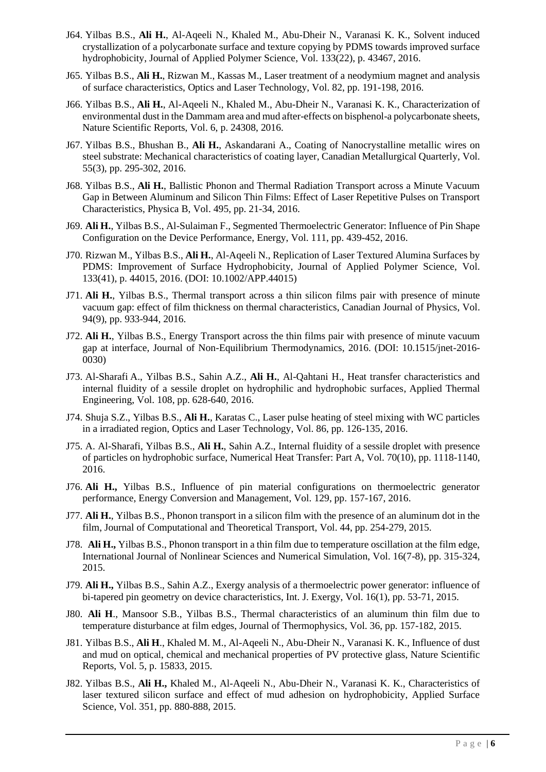J64. Yilbas B.S., **Ali H.**, Al-Aqeeli N., Khaled M., Abu-Dheir N., Varanasi K. K., Solvent induced crystallization of a polycarbonate surface and texture copying by PDMS towards improved surface hydrophobicity, Journal of Applied Polymer Science, Vol. 133(22), p. 43467, 2016.

J65. Yilbas B.S., **Ali H.**, Rizwan M., Kassas M., Laser treatment of a neodymium magnet and analysis of surface characteristics, Optics and Laser Technology, Vol. 82, pp. 191-198, 2016.

J66. Yilbas B.S., **Ali H.**, Al-Aqeeli N., Khaled M., Abu-Dheir N., Varanasi K. K., Characterization of environmental dust in the Dammam area and mud after-effects on bisphenol-a polycarbonate sheets, Nature Scientific Reports, Vol. 6, p. 24308, 2016.

J67. Yilbas B.S., Bhushan B., **Ali H.**, Askandarani A., Coating of Nanocrystalline metallic wires on steel substrate: Mechanical characteristics of coating layer, Canadian Metallurgical Quarterly, Vol. 55(3), pp. 295-302, 2016.

J68. Yilbas B.S., **Ali H.**, Ballistic Phonon and Thermal Radiation Transport across a Minute Vacuum Gap in Between Aluminum and Silicon Thin Films: Effect of Laser Repetitive Pulses on Transport Characteristics, Physica B, Vol. 495, pp. 21-34, 2016.

J69. **Ali H.**, Yilbas B.S., Al-Sulaiman F., Segmented Thermoelectric Generator: Influence of Pin Shape Configuration on the Device Performance, Energy, Vol. 111, pp. 439-452, 2016.

J70. Rizwan M., Yilbas B.S., **Ali H.**, Al-Aqeeli N., Replication of Laser Textured Alumina Surfaces by PDMS: Improvement of Surface Hydrophobicity, Journal of Applied Polymer Science, Vol. 133(41), p. 44015, 2016. (DOI: 10.1002/APP.44015)

J71. **Ali H.**, Yilbas B.S., Thermal transport across a thin silicon films pair with presence of minute vacuum gap: effect of film thickness on thermal characteristics, Canadian Journal of Physics, Vol. 94(9), pp. 933-944, 2016.

J72. **Ali H.**, Yilbas B.S., Energy Transport across the thin films pair with presence of minute vacuum gap at interface, Journal of Non-Equilibrium Thermodynamics, 2016. (DOI: 10.1515/jnet-2016-0030)

J73. Al-Sharafi A., Yilbas B.S., Sahin A.Z., **Ali H.**, Al-Qahtani H., Heat transfer characteristics and internal fluidity of a sessile droplet on hydrophilic and hydrophobic surfaces, Applied Thermal Engineering, Vol. 108, pp. 628-640, 2016.

J74. Shuja S.Z., Yilbas B.S., **Ali H.**, Karatas C., Laser pulse heating of steel mixing with WC particles in a irradiated region, Optics and Laser Technology, Vol. 86, pp. 126-135, 2016.

J75. A. Al-Sharafi, Yilbas B.S., **Ali H.**, Sahin A.Z., Internal fluidity of a sessile droplet with presence of particles on hydrophobic surface, Numerical Heat Transfer: Part A, Vol. 70(10), pp. 1118-1140, 2016.

J76. **Ali H.,** Yilbas B.S., Influence of pin material configurations on thermoelectric generator performance, Energy Conversion and Management, Vol. 129, pp. 157-167, 2016.

J77. **Ali H.**, Yilbas B.S., Phonon transport in a silicon film with the presence of an aluminum dot in the film, Journal of Computational and Theoretical Transport, Vol. 44, pp. 254-279, 2015.

J78. **Ali H.,** Yilbas B.S., Phonon transport in a thin film due to temperature oscillation at the film edge, International Journal of Nonlinear Sciences and Numerical Simulation, Vol. 16(7-8), pp. 315-324, 2015.

J79. **Ali H.,** Yilbas B.S., Sahin A.Z., Exergy analysis of a thermoelectric power generator: influence of bi-tapered pin geometry on device characteristics, Int. J. Exergy, Vol. 16(1), pp. 53-71, 2015.

J80. **Ali H**., Mansoor S.B., Yilbas B.S., Thermal characteristics of an aluminum thin film due to temperature disturbance at film edges, Journal of Thermophysics, Vol. 36, pp. 157-182, 2015.

J81. Yilbas B.S., **Ali H**., Khaled M. M., Al-Aqeeli N., Abu-Dheir N., Varanasi K. K., Influence of dust and mud on optical, chemical and mechanical properties of PV protective glass, Nature Scientific Reports, Vol. 5, p. 15833, 2015.

J82. Yilbas B.S., **Ali H.,** Khaled M., Al-Aqeeli N., Abu-Dheir N., Varanasi K. K., Characteristics of laser textured silicon surface and effect of mud adhesion on hydrophobicity, Applied Surface Science, Vol. 351, pp. 880-888, 2015.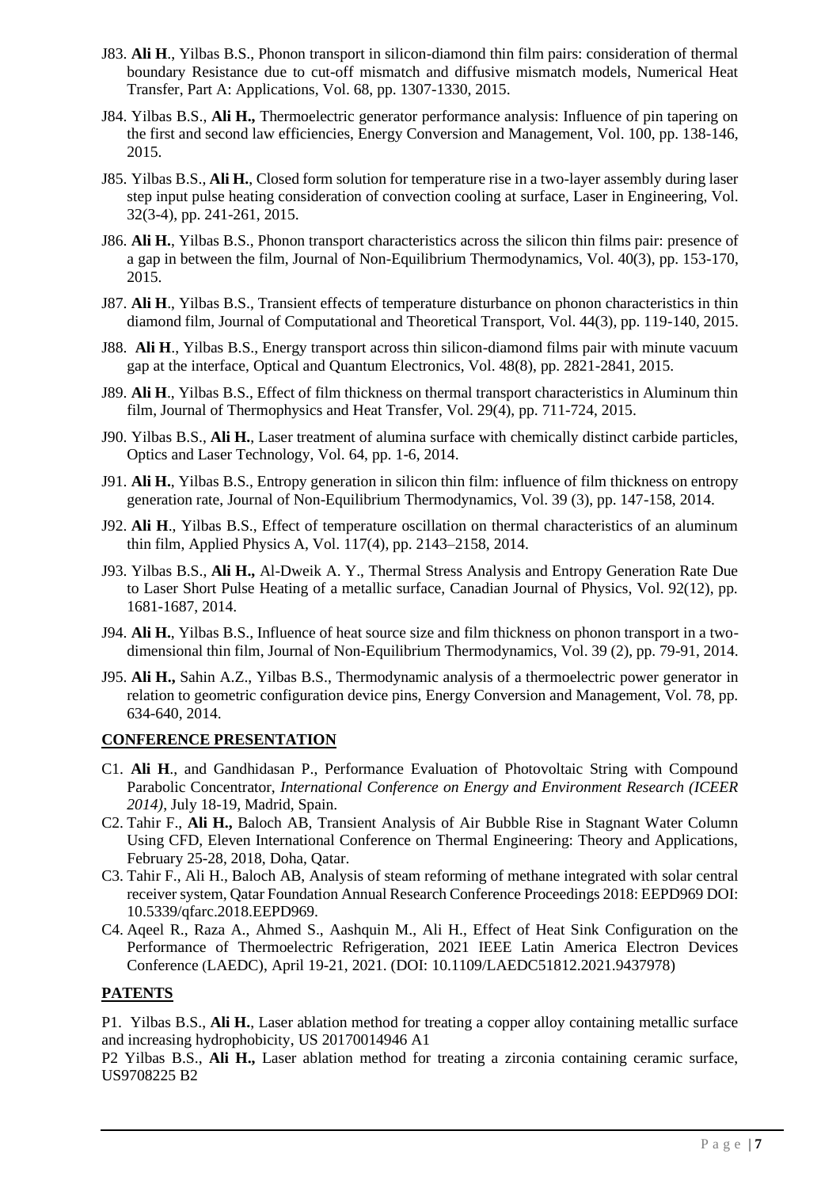J83. **Ali H**., Yilbas B.S., Phonon transport in silicon-diamond thin film pairs: consideration of thermal boundary Resistance due to cut-off mismatch and diffusive mismatch models, Numerical Heat Transfer, Part A: Applications, Vol. 68, pp. 1307-1330, 2015.

J84. Yilbas B.S., **Ali H.,** Thermoelectric generator performance analysis: Influence of pin tapering on the first and second law efficiencies, Energy Conversion and Management, Vol. 100, pp. 138-146, 2015.

J85. Yilbas B.S., **Ali H.**, Closed form solution for temperature rise in a two-layer assembly during laser step input pulse heating consideration of convection cooling at surface, Laser in Engineering, Vol. 32(3-4), pp. 241-261, 2015.

J86. **Ali H.**, Yilbas B.S., Phonon transport characteristics across the silicon thin films pair: presence of a gap in between the film, Journal of Non-Equilibrium Thermodynamics, Vol. 40(3), pp. 153-170, 2015.

J87. **Ali H**., Yilbas B.S., Transient effects of temperature disturbance on phonon characteristics in thin diamond film, Journal of Computational and Theoretical Transport, Vol. 44(3), pp. 119-140, 2015.

J88. **Ali H**., Yilbas B.S., Energy transport across thin silicon-diamond films pair with minute vacuum gap at the interface, Optical and Quantum Electronics, Vol. 48(8), pp. 2821-2841, 2015.

J89. **Ali H**., Yilbas B.S., Effect of film thickness on thermal transport characteristics in Aluminum thin film, Journal of Thermophysics and Heat Transfer, Vol. 29(4), pp. 711-724, 2015.

J90. Yilbas B.S., **Ali H.**, Laser treatment of alumina surface with chemically distinct carbide particles, Optics and Laser Technology, Vol. 64, pp. 1-6, 2014.

J91. **Ali H.**, Yilbas B.S., Entropy generation in silicon thin film: influence of film thickness on entropy generation rate, Journal of Non-Equilibrium Thermodynamics, Vol. 39 (3), pp. 147-158, 2014.

J92. **Ali H**., Yilbas B.S., Effect of temperature oscillation on thermal characteristics of an aluminum thin film, Applied Physics A, Vol. 117(4), pp. 2143–2158, 2014.

J93. Yilbas B.S., **Ali H.,** Al-Dweik A. Y., Thermal Stress Analysis and Entropy Generation Rate Due to Laser Short Pulse Heating of a metallic surface, Canadian Journal of Physics, Vol. 92(12), pp. 1681-1687, 2014.

J94. **Ali H.**, Yilbas B.S., Influence of heat source size and film thickness on phonon transport in a two-dimensional thin film, Journal of Non-Equilibrium Thermodynamics, Vol. 39 (2), pp. 79-91, 2014.

J95. **Ali H.,** Sahin A.Z., Yilbas B.S., Thermodynamic analysis of a thermoelectric power generator in relation to geometric configuration device pins, Energy Conversion and Management, Vol. 78, pp. 634-640, 2014.

## CONFERENCE PRESENTATION

C1. **Ali H**., and Gandhidasan P., Performance Evaluation of Photovoltaic String with Compound Parabolic Concentrator, *International Conference on Energy and Environment Research (ICEER 2014)*, July 18-19, Madrid, Spain.

C2. Tahir F., **Ali H.,** Baloch AB, Transient Analysis of Air Bubble Rise in Stagnant Water Column Using CFD, Eleven International Conference on Thermal Engineering: Theory and Applications, February 25-28, 2018, Doha, Qatar.

C3. Tahir F., Ali H., Baloch AB, Analysis of steam reforming of methane integrated with solar central receiver system, Qatar Foundation Annual Research Conference Proceedings 2018: EEPD969 DOI: 10.5339/qfarc.2018.EEPD969.

C4. Aqeel R., Raza A., Ahmed S., Aashquin M., Ali H., Effect of Heat Sink Configuration on the Performance of Thermoelectric Refrigeration, 2021 IEEE Latin America Electron Devices Conference (LAEDC), April 19-21, 2021. (DOI: 10.1109/LAEDC51812.2021.9437978)

## PATENTS

P1. Yilbas B.S., **Ali H.**, Laser ablation method for treating a copper alloy containing metallic surface and increasing hydrophobicity, US 20170014946 A1

P2 Yilbas B.S., **Ali H.,** Laser ablation method for treating a zirconia containing ceramic surface, US9708225 B2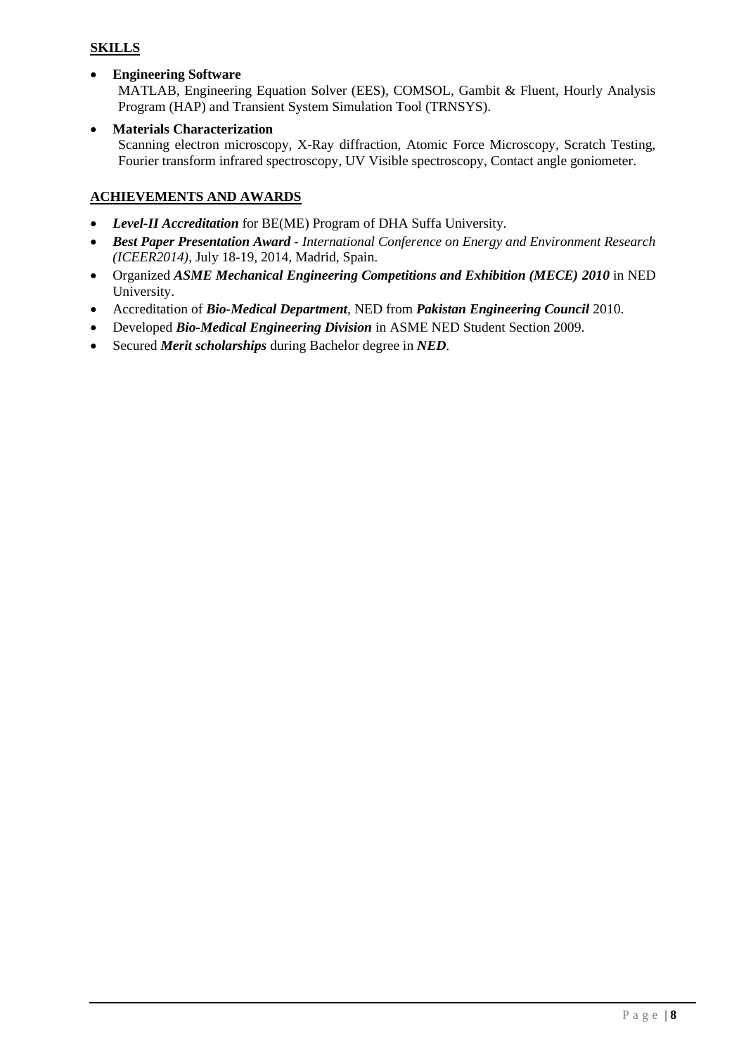## SKILLS

- **Engineering Software**
  MATLAB, Engineering Equation Solver (EES), COMSOL, Gambit & Fluent, Hourly Analysis Program (HAP) and Transient System Simulation Tool (TRNSYS).
- **Materials Characterization**
  Scanning electron microscopy, X-Ray diffraction, Atomic Force Microscopy, Scratch Testing, Fourier transform infrared spectroscopy, UV Visible spectroscopy, Contact angle goniometer.

## ACHIEVEMENTS AND AWARDS

- ***Level-II Accreditation*** for BE(ME) Program of DHA Suffa University.
- ***Best Paper Presentation Award*** *- International Conference on Energy and Environment Research (ICEER2014)*, July 18-19, 2014, Madrid, Spain.
- Organized ***ASME Mechanical Engineering Competitions and Exhibition (MECE) 2010*** in NED University.
- Accreditation of ***Bio-Medical Department***, NED from ***Pakistan Engineering Council*** 2010.
- Developed ***Bio-Medical Engineering Division*** in ASME NED Student Section 2009.
- Secured ***Merit scholarships*** during Bachelor degree in ***NED***.